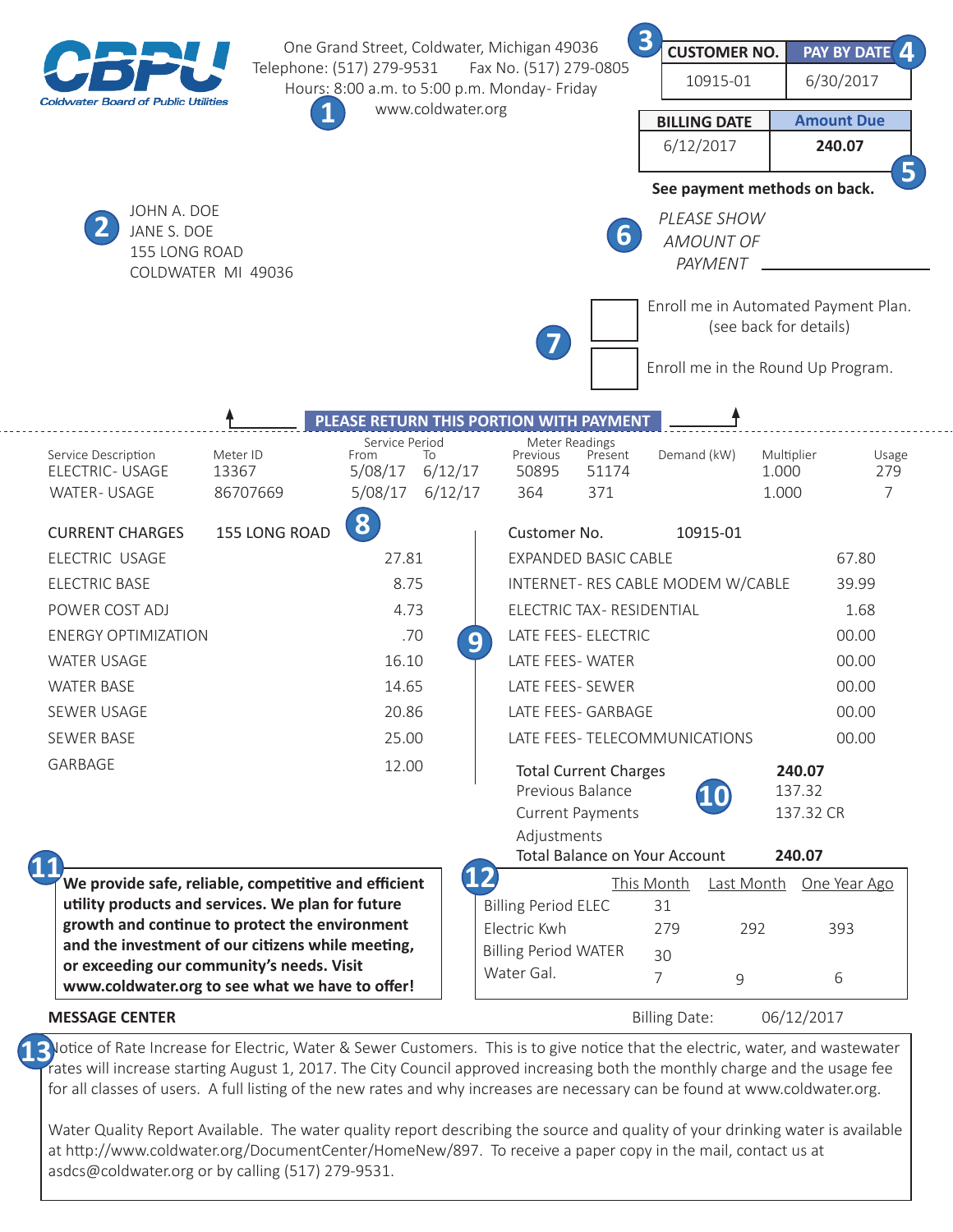**CBPU**
Coldwater Board of Public Utilities

One Grand Street, Coldwater, Michigan 49036
Telephone: (517) 279-9531 Fax No. (517) 279-0805
Hours: 8:00 a.m. to 5:00 p.m. Monday- Friday
www.coldwater.org

1

| CUSTOMER NO. | PAY BY DATE |
|---|---|
| 10915-01 | 6/30/2017 |

3 4

| BILLING DATE | Amount Due |
|---|---|
| 6/12/2017 | **240.07** |

5

**See payment methods on back.**

2

JOHN A. DOE
JANE S. DOE
155 LONG ROAD
COLDWATER MI 49036

6

*PLEASE SHOW AMOUNT OF PAYMENT* ____________

7

☐ Enroll me in Automated Payment Plan. (see back for details)

☐ Enroll me in the Round Up Program.

**PLEASE RETURN THIS PORTION WITH PAYMENT**

| Service Description | Meter ID | Service Period From | Service Period To | Meter Readings Previous | Meter Readings Present | Demand (kW) | Multiplier | Usage |
|---|---|---|---|---|---|---|---|---|
| ELECTRIC- USAGE | 13367 | 5/08/17 | 6/12/17 | 50895 | 51174 | | 1.000 | 279 |
| WATER- USAGE | 86707669 | 5/08/17 | 6/12/17 | 364 | 371 | | 1.000 | 7 |

8

| CURRENT CHARGES 155 LONG ROAD | |
|---|---|
| ELECTRIC USAGE | 27.81 |
| ELECTRIC BASE | 8.75 |
| POWER COST ADJ | 4.73 |
| ENERGY OPTIMIZATION | .70 |
| WATER USAGE | 16.10 |
| WATER BASE | 14.65 |
| SEWER USAGE | 20.86 |
| SEWER BASE | 25.00 |
| GARBAGE | 12.00 |

9

| Customer No. 10915-01 | |
|---|---|
| EXPANDED BASIC CABLE | 67.80 |
| INTERNET- RES CABLE MODEM W/CABLE | 39.99 |
| ELECTRIC TAX- RESIDENTIAL | 1.68 |
| LATE FEES- ELECTRIC | 00.00 |
| LATE FEES- WATER | 00.00 |
| LATE FEES- SEWER | 00.00 |
| LATE FEES- GARBAGE | 00.00 |
| LATE FEES- TELECOMMUNICATIONS | 00.00 |

10

| | |
|---|---|
| Total Current Charges | **240.07** |
| Previous Balance | 137.32 |
| Current Payments | 137.32 CR |
| Adjustments | |
| Total Balance on Your Account | **240.07** |

11

**We provide safe, reliable, competitive and efficient utility products and services. We plan for future growth and continue to protect the environment and the investment of our citizens while meeting, or exceeding our community's needs. Visit www.coldwater.org to see what we have to offer!**

12

| | This Month | Last Month | One Year Ago |
|---|---|---|---|
| Billing Period ELEC | 31 | | |
| Electric Kwh | 279 | 292 | 393 |
| Billing Period WATER | 30 | | |
| Water Gal. | 7 | 9 | 6 |

**MESSAGE CENTER**

Billing Date: 06/12/2017

13

Notice of Rate Increase for Electric, Water & Sewer Customers. This is to give notice that the electric, water, and wastewater rates will increase starting August 1, 2017. The City Council approved increasing both the monthly charge and the usage fee for all classes of users. A full listing of the new rates and why increases are necessary can be found at www.coldwater.org.

Water Quality Report Available. The water quality report describing the source and quality of your drinking water is available at http://www.coldwater.org/DocumentCenter/HomeNew/897. To receive a paper copy in the mail, contact us at asdcs@coldwater.org or by calling (517) 279-9531.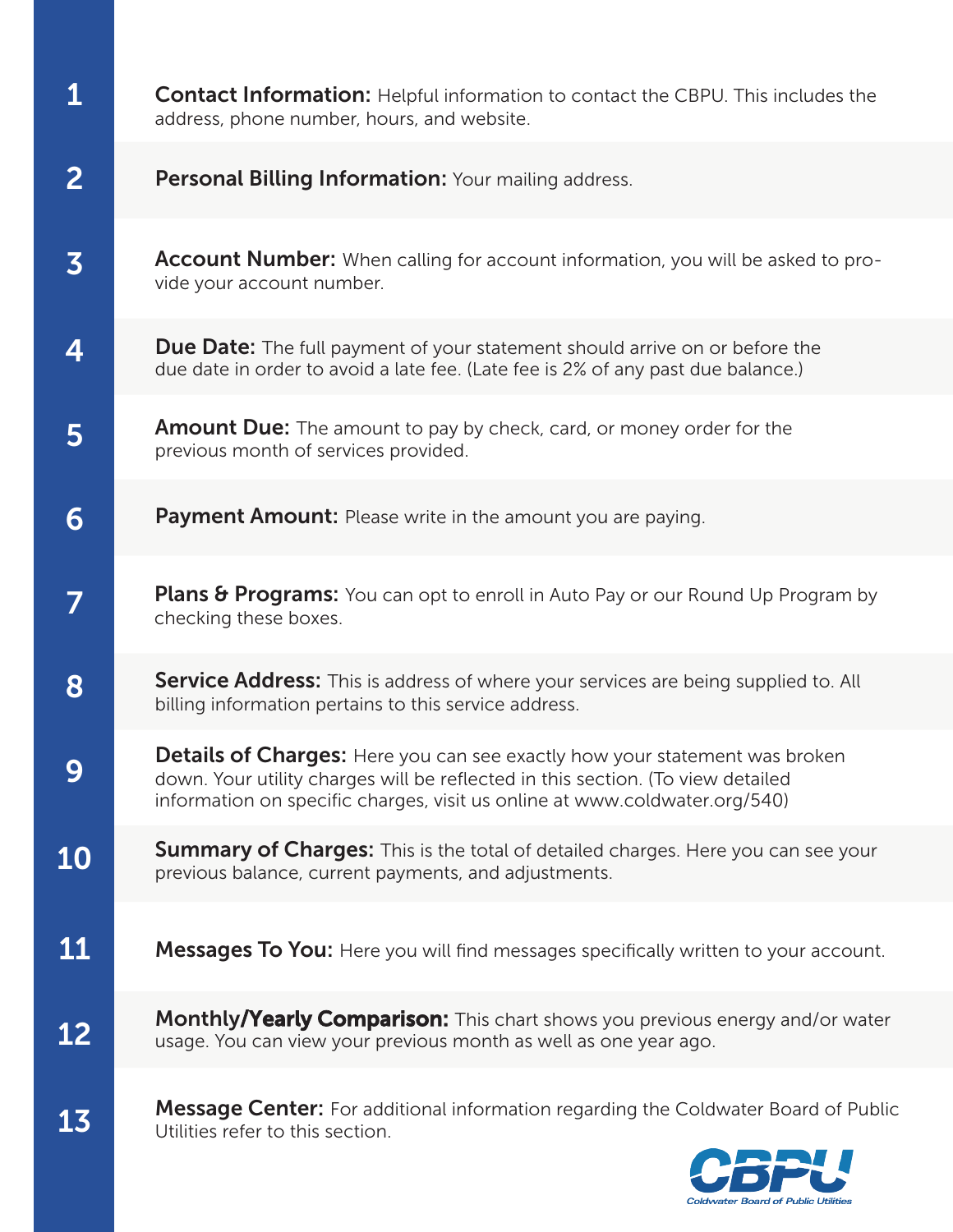1. **Contact Information:** Helpful information to contact the CBPU. This includes the address, phone number, hours, and website.

2. **Personal Billing Information:** Your mailing address.

3. **Account Number:** When calling for account information, you will be asked to provide your account number.

4. **Due Date:** The full payment of your statement should arrive on or before the due date in order to avoid a late fee. (Late fee is 2% of any past due balance.)

5. **Amount Due:** The amount to pay by check, card, or money order for the previous month of services provided.

6. **Payment Amount:** Please write in the amount you are paying.

7. **Plans & Programs:** You can opt to enroll in Auto Pay or our Round Up Program by checking these boxes.

8. **Service Address:** This is address of where your services are being supplied to. All billing information pertains to this service address.

9. **Details of Charges:** Here you can see exactly how your statement was broken down. Your utility charges will be reflected in this section. (To view detailed information on specific charges, visit us online at www.coldwater.org/540)

10. **Summary of Charges:** This is the total of detailed charges. Here you can see your previous balance, current payments, and adjustments.

11. **Messages To You:** Here you will find messages specifically written to your account.

12. **Monthly/Yearly Comparison:** This chart shows you previous energy and/or water usage. You can view your previous month as well as one year ago.

13. **Message Center:** For additional information regarding the Coldwater Board of Public Utilities refer to this section.

CBPU

Coldwater Board of Public Utilities